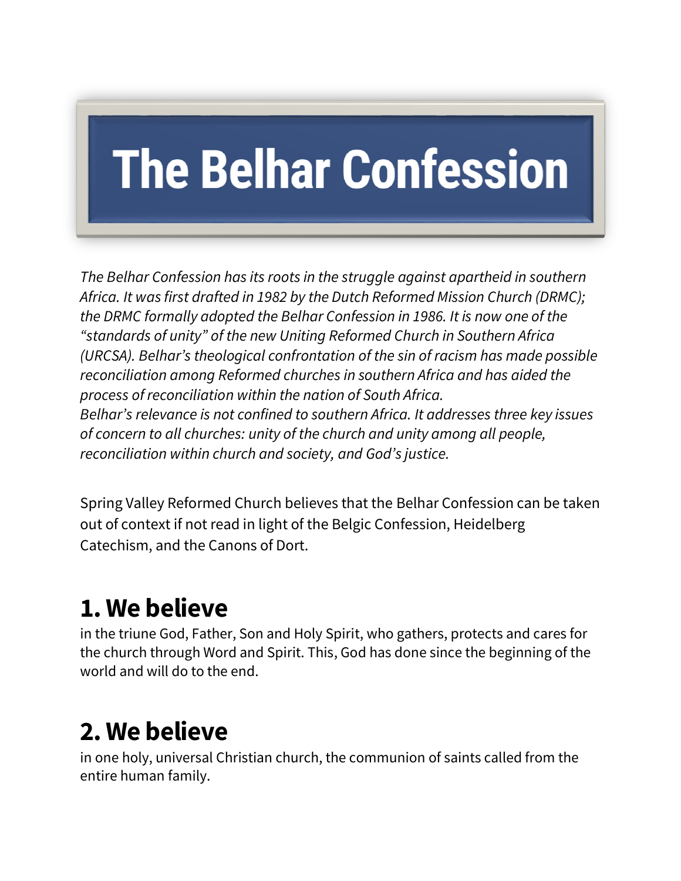# The Belhar Confession

*The Belhar Confession has its roots in the struggle against apartheid in southern Africa. It was first drafted in 1982 by the Dutch Reformed Mission Church (DRMC); the DRMC formally adopted the Belhar Confession in 1986. It is now one of the "standards of unity" of the new Uniting Reformed Church in Southern Africa (URCSA). Belhar's theological confrontation of the sin of racism has made possible reconciliation among Reformed churches in southern Africa and has aided the process of reconciliation within the nation of South Africa.*
*Belhar's relevance is not confined to southern Africa. It addresses three key issues of concern to all churches: unity of the church and unity among all people, reconciliation within church and society, and God's justice.*

Spring Valley Reformed Church believes that the Belhar Confession can be taken out of context if not read in light of the Belgic Confession, Heidelberg Catechism, and the Canons of Dort.

## 1. We believe

in the triune God, Father, Son and Holy Spirit, who gathers, protects and cares for the church through Word and Spirit. This, God has done since the beginning of the world and will do to the end.

## 2. We believe

in one holy, universal Christian church, the communion of saints called from the entire human family.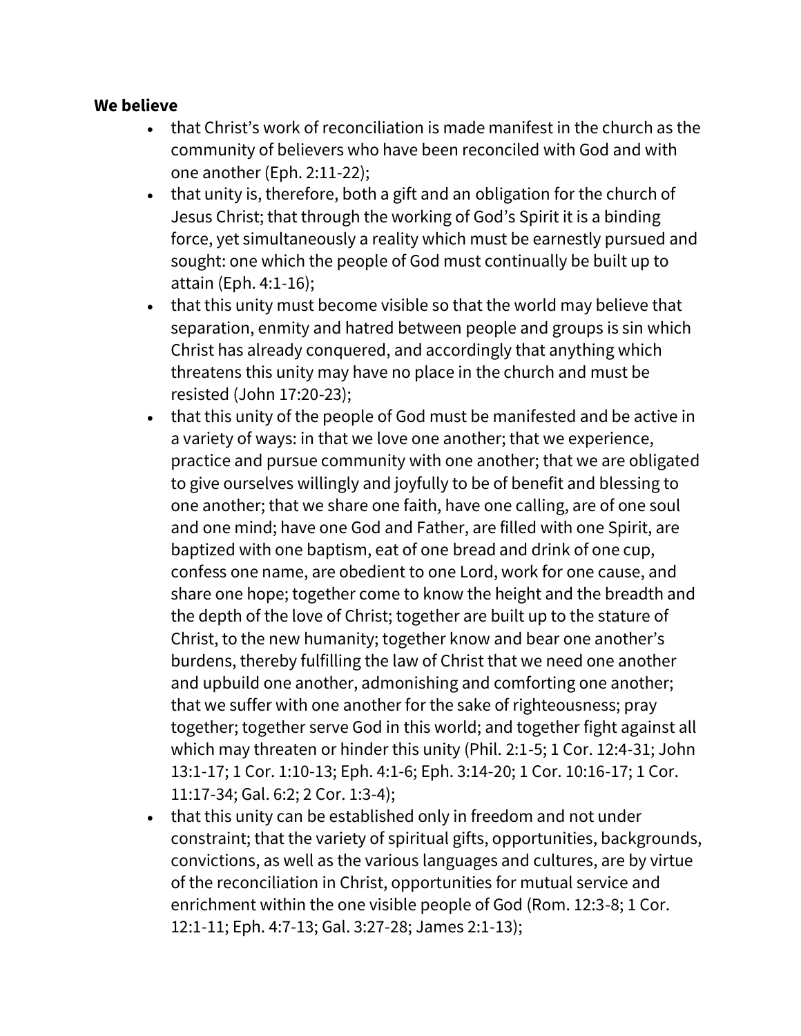**We believe**

- that Christ's work of reconciliation is made manifest in the church as the community of believers who have been reconciled with God and with one another (Eph. 2:11-22);
- that unity is, therefore, both a gift and an obligation for the church of Jesus Christ; that through the working of God's Spirit it is a binding force, yet simultaneously a reality which must be earnestly pursued and sought: one which the people of God must continually be built up to attain (Eph. 4:1-16);
- that this unity must become visible so that the world may believe that separation, enmity and hatred between people and groups is sin which Christ has already conquered, and accordingly that anything which threatens this unity may have no place in the church and must be resisted (John 17:20-23);
- that this unity of the people of God must be manifested and be active in a variety of ways: in that we love one another; that we experience, practice and pursue community with one another; that we are obligated to give ourselves willingly and joyfully to be of benefit and blessing to one another; that we share one faith, have one calling, are of one soul and one mind; have one God and Father, are filled with one Spirit, are baptized with one baptism, eat of one bread and drink of one cup, confess one name, are obedient to one Lord, work for one cause, and share one hope; together come to know the height and the breadth and the depth of the love of Christ; together are built up to the stature of Christ, to the new humanity; together know and bear one another's burdens, thereby fulfilling the law of Christ that we need one another and upbuild one another, admonishing and comforting one another; that we suffer with one another for the sake of righteousness; pray together; together serve God in this world; and together fight against all which may threaten or hinder this unity (Phil. 2:1-5; 1 Cor. 12:4-31; John 13:1-17; 1 Cor. 1:10-13; Eph. 4:1-6; Eph. 3:14-20; 1 Cor. 10:16-17; 1 Cor. 11:17-34; Gal. 6:2; 2 Cor. 1:3-4);
- that this unity can be established only in freedom and not under constraint; that the variety of spiritual gifts, opportunities, backgrounds, convictions, as well as the various languages and cultures, are by virtue of the reconciliation in Christ, opportunities for mutual service and enrichment within the one visible people of God (Rom. 12:3-8; 1 Cor. 12:1-11; Eph. 4:7-13; Gal. 3:27-28; James 2:1-13);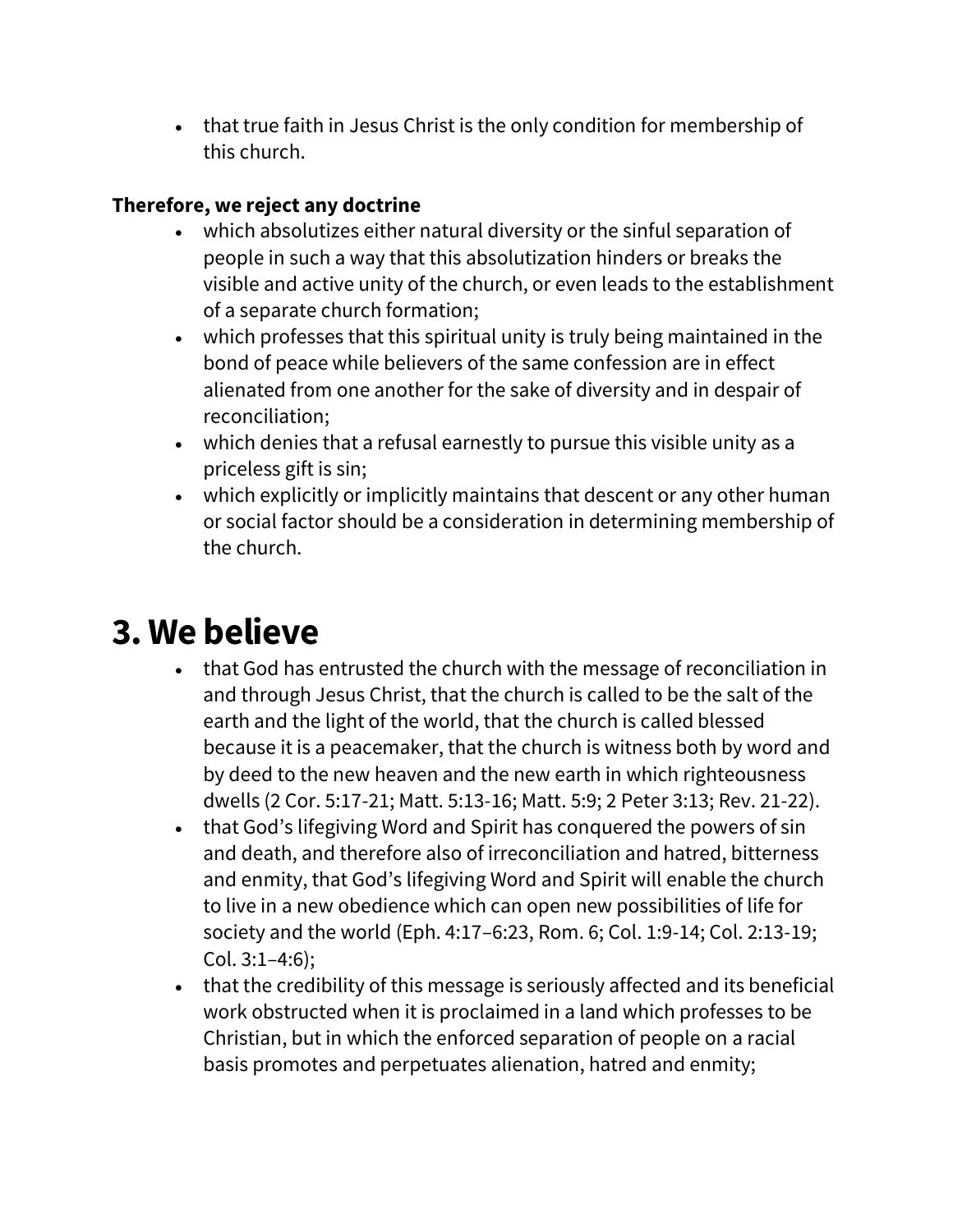- that true faith in Jesus Christ is the only condition for membership of this church.

**Therefore, we reject any doctrine**

- which absolutizes either natural diversity or the sinful separation of people in such a way that this absolutization hinders or breaks the visible and active unity of the church, or even leads to the establishment of a separate church formation;
- which professes that this spiritual unity is truly being maintained in the bond of peace while believers of the same confession are in effect alienated from one another for the sake of diversity and in despair of reconciliation;
- which denies that a refusal earnestly to pursue this visible unity as a priceless gift is sin;
- which explicitly or implicitly maintains that descent or any other human or social factor should be a consideration in determining membership of the church.

# 3. We believe

- that God has entrusted the church with the message of reconciliation in and through Jesus Christ, that the church is called to be the salt of the earth and the light of the world, that the church is called blessed because it is a peacemaker, that the church is witness both by word and by deed to the new heaven and the new earth in which righteousness dwells (2 Cor. 5:17-21; Matt. 5:13-16; Matt. 5:9; 2 Peter 3:13; Rev. 21-22).
- that God's lifegiving Word and Spirit has conquered the powers of sin and death, and therefore also of irreconciliation and hatred, bitterness and enmity, that God's lifegiving Word and Spirit will enable the church to live in a new obedience which can open new possibilities of life for society and the world (Eph. 4:17–6:23, Rom. 6; Col. 1:9-14; Col. 2:13-19; Col. 3:1–4:6);
- that the credibility of this message is seriously affected and its beneficial work obstructed when it is proclaimed in a land which professes to be Christian, but in which the enforced separation of people on a racial basis promotes and perpetuates alienation, hatred and enmity;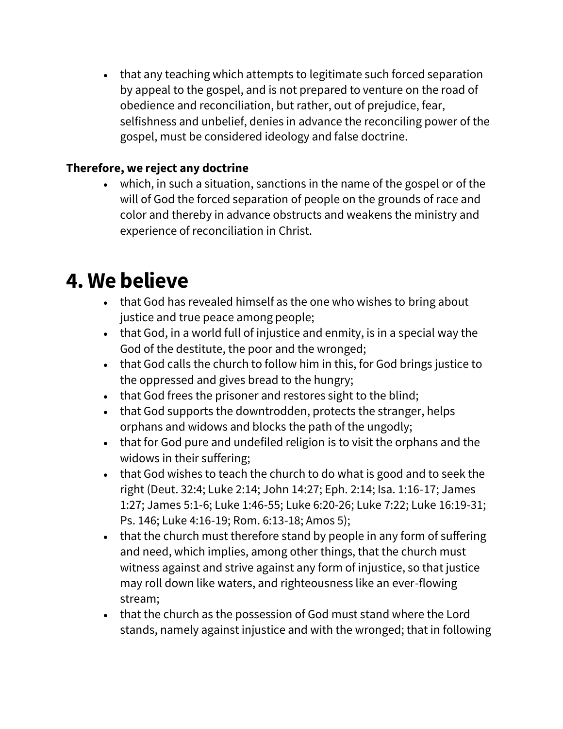- that any teaching which attempts to legitimate such forced separation by appeal to the gospel, and is not prepared to venture on the road of obedience and reconciliation, but rather, out of prejudice, fear, selfishness and unbelief, denies in advance the reconciling power of the gospel, must be considered ideology and false doctrine.

**Therefore, we reject any doctrine**

- which, in such a situation, sanctions in the name of the gospel or of the will of God the forced separation of people on the grounds of race and color and thereby in advance obstructs and weakens the ministry and experience of reconciliation in Christ.

# 4. We believe

- that God has revealed himself as the one who wishes to bring about justice and true peace among people;
- that God, in a world full of injustice and enmity, is in a special way the God of the destitute, the poor and the wronged;
- that God calls the church to follow him in this, for God brings justice to the oppressed and gives bread to the hungry;
- that God frees the prisoner and restores sight to the blind;
- that God supports the downtrodden, protects the stranger, helps orphans and widows and blocks the path of the ungodly;
- that for God pure and undefiled religion is to visit the orphans and the widows in their suffering;
- that God wishes to teach the church to do what is good and to seek the right (Deut. 32:4; Luke 2:14; John 14:27; Eph. 2:14; Isa. 1:16-17; James 1:27; James 5:1-6; Luke 1:46-55; Luke 6:20-26; Luke 7:22; Luke 16:19-31; Ps. 146; Luke 4:16-19; Rom. 6:13-18; Amos 5);
- that the church must therefore stand by people in any form of suffering and need, which implies, among other things, that the church must witness against and strive against any form of injustice, so that justice may roll down like waters, and righteousness like an ever-flowing stream;
- that the church as the possession of God must stand where the Lord stands, namely against injustice and with the wronged; that in following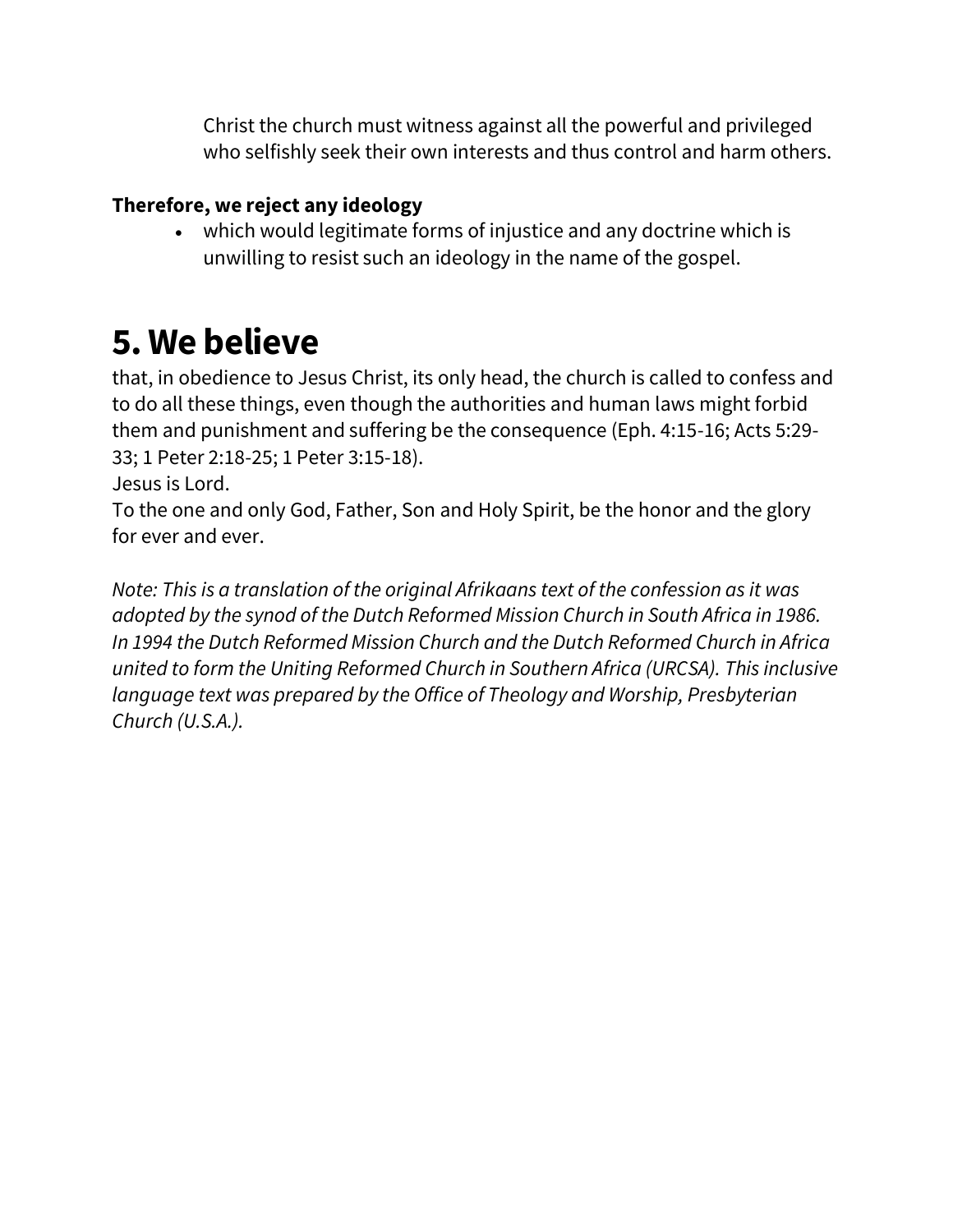Christ the church must witness against all the powerful and privileged who selfishly seek their own interests and thus control and harm others.

**Therefore, we reject any ideology**

- which would legitimate forms of injustice and any doctrine which is unwilling to resist such an ideology in the name of the gospel.

# 5. We believe

that, in obedience to Jesus Christ, its only head, the church is called to confess and to do all these things, even though the authorities and human laws might forbid them and punishment and suffering be the consequence (Eph. 4:15-16; Acts 5:29-33; 1 Peter 2:18-25; 1 Peter 3:15-18).

Jesus is Lord.

To the one and only God, Father, Son and Holy Spirit, be the honor and the glory for ever and ever.

*Note: This is a translation of the original Afrikaans text of the confession as it was adopted by the synod of the Dutch Reformed Mission Church in South Africa in 1986. In 1994 the Dutch Reformed Mission Church and the Dutch Reformed Church in Africa united to form the Uniting Reformed Church in Southern Africa (URCSA). This inclusive language text was prepared by the Office of Theology and Worship, Presbyterian Church (U.S.A.).*